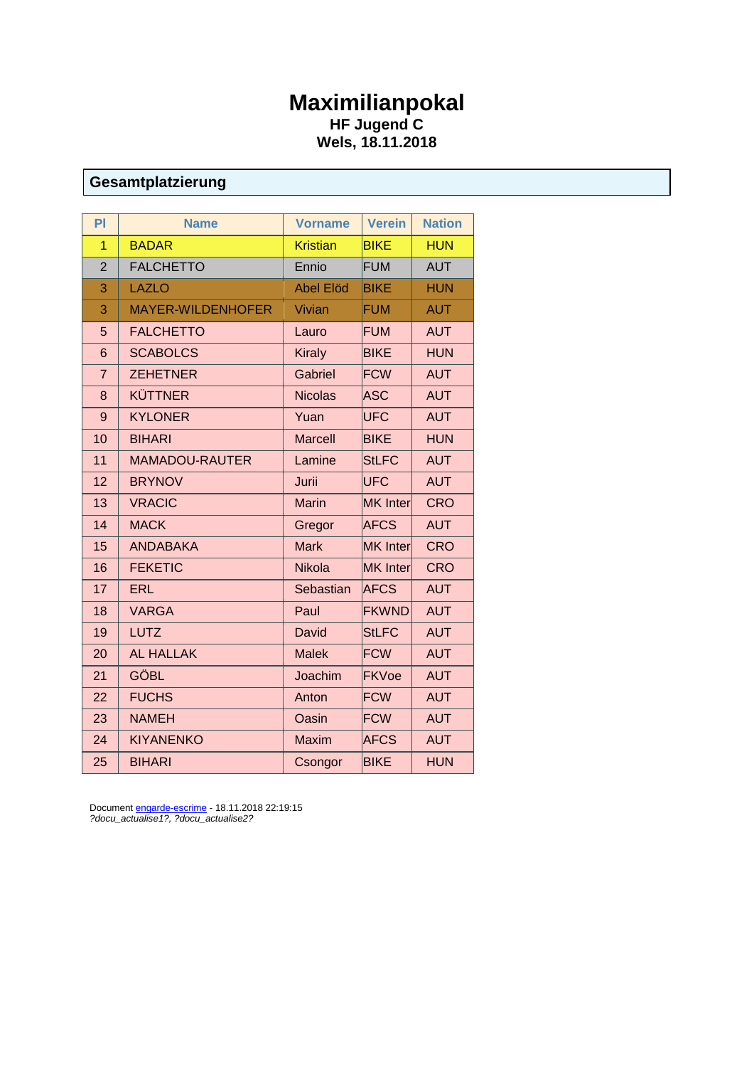# Maximilianpokal

**HF Jugend C**

**Wels, 18.11.2018**

## Gesamtplatzierung

| Pl | Name | Vorname | Verein | Nation |
|---|---|---|---|---|
| 1 | BADAR | Kristian | BIKE | HUN |
| 2 | FALCHETTO | Ennio | FUM | AUT |
| 3 | LAZLO | Abel Elöd | BIKE | HUN |
| 3 | MAYER-WILDENHOFER | Vivian | FUM | AUT |
| 5 | FALCHETTO | Lauro | FUM | AUT |
| 6 | SCABOLCS | Kiraly | BIKE | HUN |
| 7 | ZEHETNER | Gabriel | FCW | AUT |
| 8 | KÜTTNER | Nicolas | ASC | AUT |
| 9 | KYLONER | Yuan | UFC | AUT |
| 10 | BIHARI | Marcell | BIKE | HUN |
| 11 | MAMADOU-RAUTER | Lamine | StLFC | AUT |
| 12 | BRYNOV | Jurii | UFC | AUT |
| 13 | VRACIC | Marin | MK Inter | CRO |
| 14 | MACK | Gregor | AFCS | AUT |
| 15 | ANDABAKA | Mark | MK Inter | CRO |
| 16 | FEKETIC | Nikola | MK Inter | CRO |
| 17 | ERL | Sebastian | AFCS | AUT |
| 18 | VARGA | Paul | FKWND | AUT |
| 19 | LUTZ | David | StLFC | AUT |
| 20 | AL HALLAK | Malek | FCW | AUT |
| 21 | GÖBL | Joachim | FKVoe | AUT |
| 22 | FUCHS | Anton | FCW | AUT |
| 23 | NAMEH | Oasin | FCW | AUT |
| 24 | KIYANENKO | Maxim | AFCS | AUT |
| 25 | BIHARI | Csongor | BIKE | HUN |

Document engarde-escrime - 18.11.2018 22:19:15
*?docu_actualise1?, ?docu_actualise2?*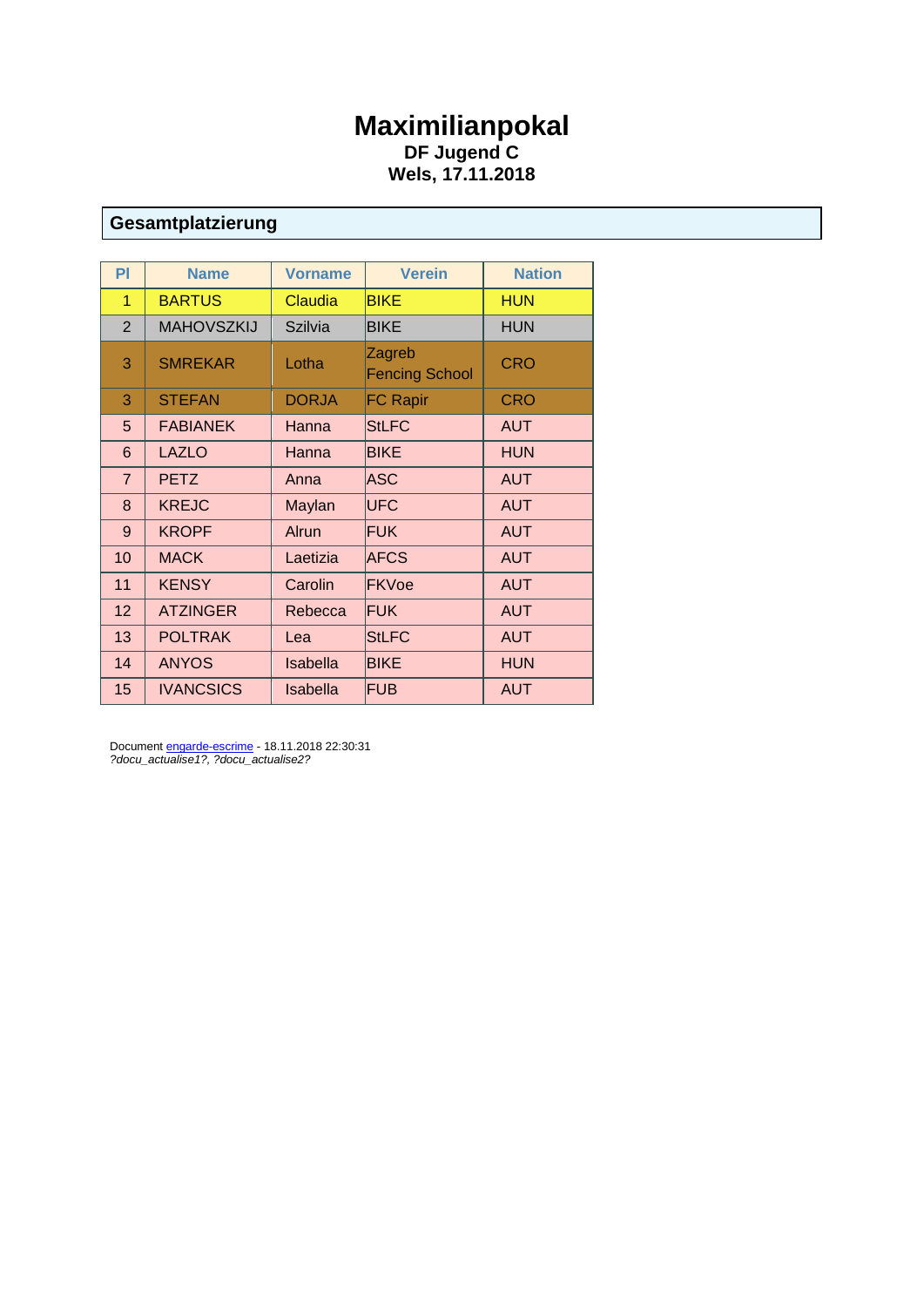# Maximilianpokal

**DF Jugend C**

**Wels, 17.11.2018**

## Gesamtplatzierung

| Pl | Name | Vorname | Verein | Nation |
|---|---|---|---|---|
| 1 | BARTUS | Claudia | BIKE | HUN |
| 2 | MAHOVSZKIJ | Szilvia | BIKE | HUN |
| 3 | SMREKAR | Lotha | Zagreb Fencing School | CRO |
| 3 | STEFAN | DORJA | FC Rapir | CRO |
| 5 | FABIANEK | Hanna | StLFC | AUT |
| 6 | LAZLO | Hanna | BIKE | HUN |
| 7 | PETZ | Anna | ASC | AUT |
| 8 | KREJC | Maylan | UFC | AUT |
| 9 | KROPF | Alrun | FUK | AUT |
| 10 | MACK | Laetizia | AFCS | AUT |
| 11 | KENSY | Carolin | FKVoe | AUT |
| 12 | ATZINGER | Rebecca | FUK | AUT |
| 13 | POLTRAK | Lea | StLFC | AUT |
| 14 | ANYOS | Isabella | BIKE | HUN |
| 15 | IVANCSICS | Isabella | FUB | AUT |

Document engarde-escrime - 18.11.2018 22:30:31
*?docu_actualise1?, ?docu_actualise2?*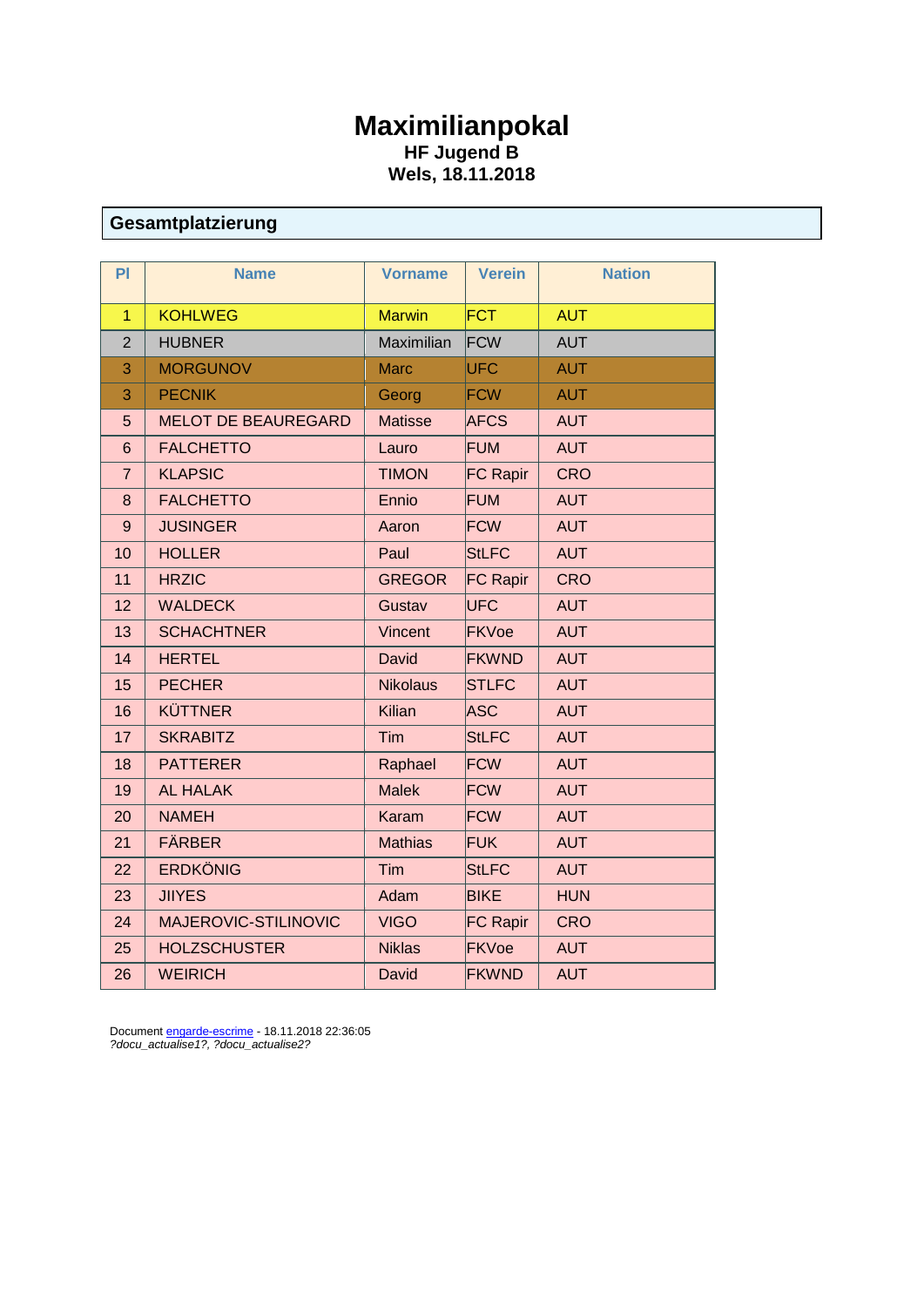# Maximilianpokal

**HF Jugend B**

**Wels, 18.11.2018**

## Gesamtplatzierung

| Pl | Name | Vorname | Verein | Nation |
|---|---|---|---|---|
| 1 | KOHLWEG | Marwin | FCT | AUT |
| 2 | HUBNER | Maximilian | FCW | AUT |
| 3 | MORGUNOV | Marc | UFC | AUT |
| 3 | PECNIK | Georg | FCW | AUT |
| 5 | MELOT DE BEAUREGARD | Matisse | AFCS | AUT |
| 6 | FALCHETTO | Lauro | FUM | AUT |
| 7 | KLAPSIC | TIMON | FC Rapir | CRO |
| 8 | FALCHETTO | Ennio | FUM | AUT |
| 9 | JUSINGER | Aaron | FCW | AUT |
| 10 | HOLLER | Paul | StLFC | AUT |
| 11 | HRZIC | GREGOR | FC Rapir | CRO |
| 12 | WALDECK | Gustav | UFC | AUT |
| 13 | SCHACHTNER | Vincent | FKVoe | AUT |
| 14 | HERTEL | David | FKWND | AUT |
| 15 | PECHER | Nikolaus | STLFC | AUT |
| 16 | KÜTTNER | Kilian | ASC | AUT |
| 17 | SKRABITZ | Tim | StLFC | AUT |
| 18 | PATTERER | Raphael | FCW | AUT |
| 19 | AL HALAK | Malek | FCW | AUT |
| 20 | NAMEH | Karam | FCW | AUT |
| 21 | FÄRBER | Mathias | FUK | AUT |
| 22 | ERDKÖNIG | Tim | StLFC | AUT |
| 23 | JIIYES | Adam | BIKE | HUN |
| 24 | MAJEROVIC-STILINOVIC | VIGO | FC Rapir | CRO |
| 25 | HOLZSCHUSTER | Niklas | FKVoe | AUT |
| 26 | WEIRICH | David | FKWND | AUT |

Document engarde-escrime - 18.11.2018 22:36:05
*?docu_actualise1?, ?docu_actualise2?*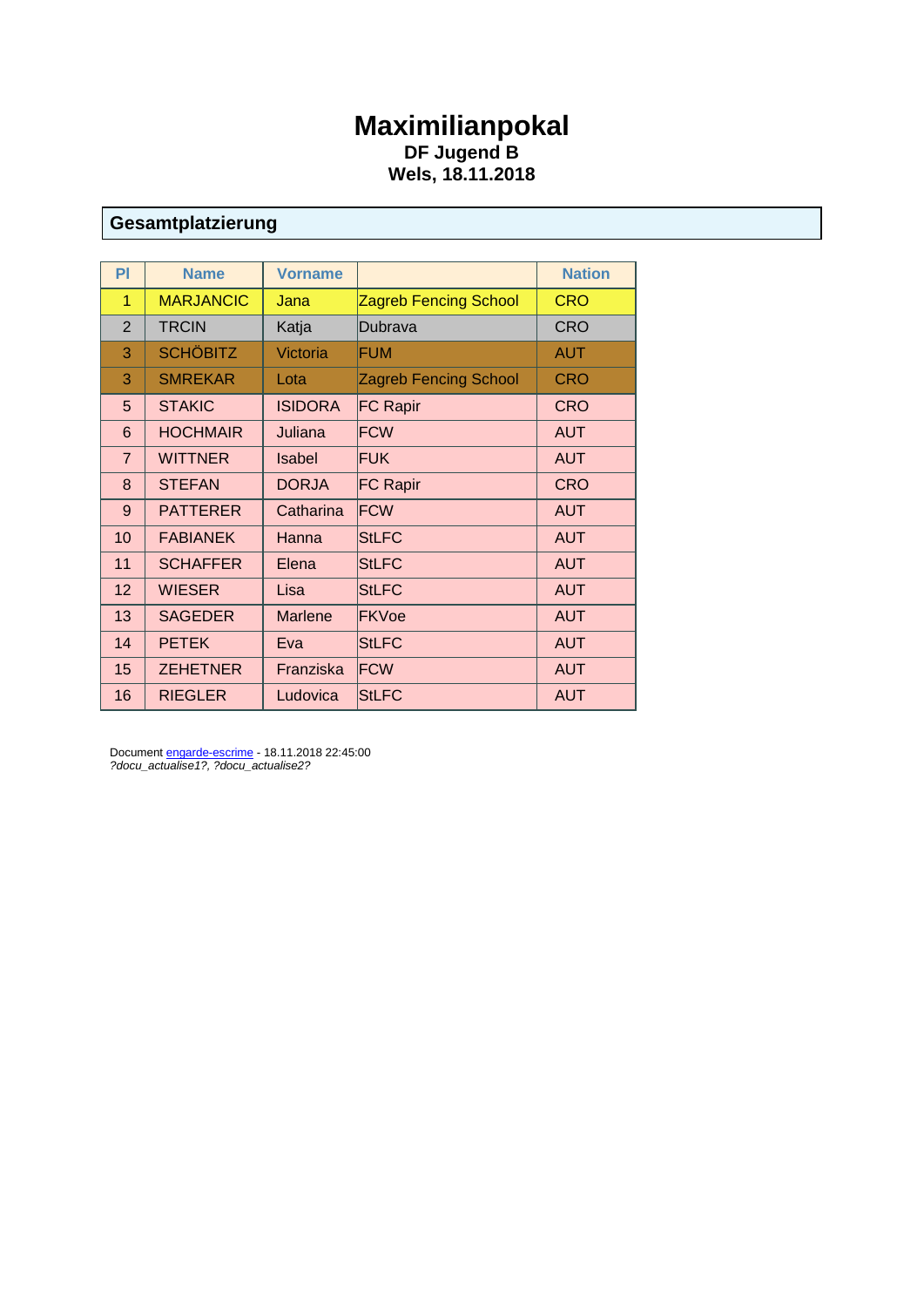# Maximilianpokal

**DF Jugend B**

**Wels, 18.11.2018**

## Gesamtplatzierung

| Pl | Name | Vorname | | Nation |
|---|---|---|---|---|
| 1 | MARJANCIC | Jana | Zagreb Fencing School | CRO |
| 2 | TRCIN | Katja | Dubrava | CRO |
| 3 | SCHÖBITZ | Victoria | FUM | AUT |
| 3 | SMREKAR | Lota | Zagreb Fencing School | CRO |
| 5 | STAKIC | ISIDORA | FC Rapir | CRO |
| 6 | HOCHMAIR | Juliana | FCW | AUT |
| 7 | WITTNER | Isabel | FUK | AUT |
| 8 | STEFAN | DORJA | FC Rapir | CRO |
| 9 | PATTERER | Catharina | FCW | AUT |
| 10 | FABIANEK | Hanna | StLFC | AUT |
| 11 | SCHAFFER | Elena | StLFC | AUT |
| 12 | WIESER | Lisa | StLFC | AUT |
| 13 | SAGEDER | Marlene | FKVoe | AUT |
| 14 | PETEK | Eva | StLFC | AUT |
| 15 | ZEHETNER | Franziska | FCW | AUT |
| 16 | RIEGLER | Ludovica | StLFC | AUT |

Document engarde-escrime - 18.11.2018 22:45:00
*?docu_actualise1?, ?docu_actualise2?*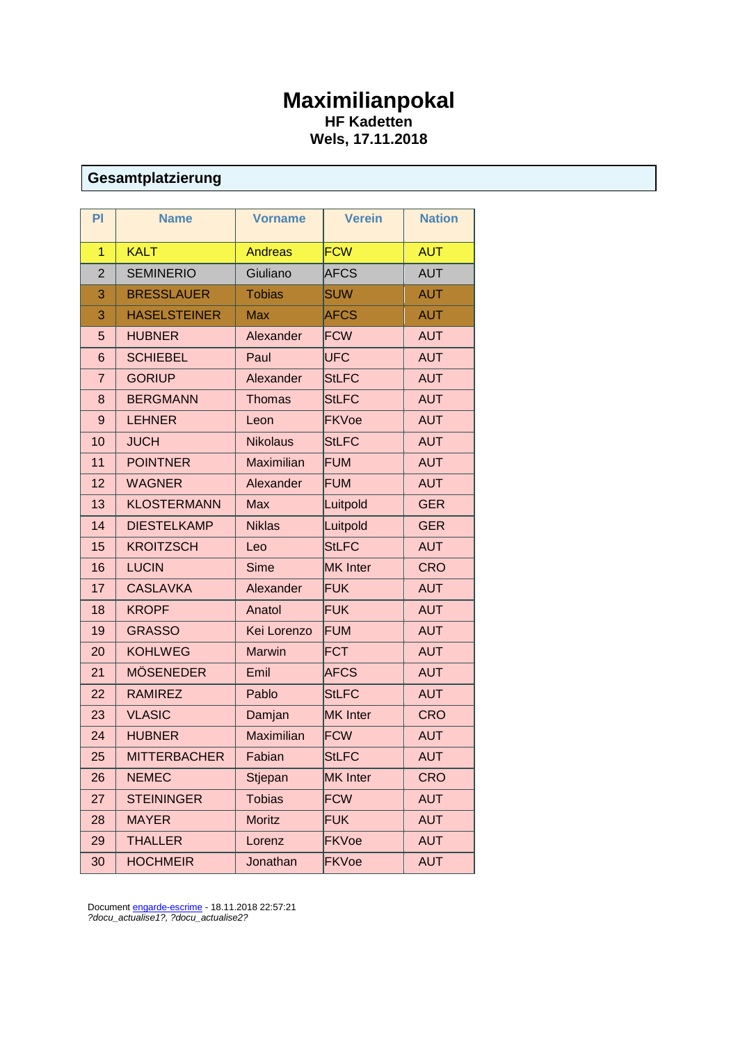# Maximilianpokal

**HF Kadetten**

**Wels, 17.11.2018**

## Gesamtplatzierung

| Pl | Name | Vorname | Verein | Nation |
|---|---|---|---|---|
| 1 | KALT | Andreas | FCW | AUT |
| 2 | SEMINERIO | Giuliano | AFCS | AUT |
| 3 | BRESSLAUER | Tobias | SUW | AUT |
| 3 | HASELSTEINER | Max | AFCS | AUT |
| 5 | HUBNER | Alexander | FCW | AUT |
| 6 | SCHIEBEL | Paul | UFC | AUT |
| 7 | GORIUP | Alexander | StLFC | AUT |
| 8 | BERGMANN | Thomas | StLFC | AUT |
| 9 | LEHNER | Leon | FKVoe | AUT |
| 10 | JUCH | Nikolaus | StLFC | AUT |
| 11 | POINTNER | Maximilian | FUM | AUT |
| 12 | WAGNER | Alexander | FUM | AUT |
| 13 | KLOSTERMANN | Max | Luitpold | GER |
| 14 | DIESTELKAMP | Niklas | Luitpold | GER |
| 15 | KROITZSCH | Leo | StLFC | AUT |
| 16 | LUCIN | Sime | MK Inter | CRO |
| 17 | CASLAVKA | Alexander | FUK | AUT |
| 18 | KROPF | Anatol | FUK | AUT |
| 19 | GRASSO | Kei Lorenzo | FUM | AUT |
| 20 | KOHLWEG | Marwin | FCT | AUT |
| 21 | MÖSENEDER | Emil | AFCS | AUT |
| 22 | RAMIREZ | Pablo | StLFC | AUT |
| 23 | VLASIC | Damjan | MK Inter | CRO |
| 24 | HUBNER | Maximilian | FCW | AUT |
| 25 | MITTERBACHER | Fabian | StLFC | AUT |
| 26 | NEMEC | Stjepan | MK Inter | CRO |
| 27 | STEININGER | Tobias | FCW | AUT |
| 28 | MAYER | Moritz | FUK | AUT |
| 29 | THALLER | Lorenz | FKVoe | AUT |
| 30 | HOCHMEIR | Jonathan | FKVoe | AUT |

Document engarde-escrime - 18.11.2018 22:57:21
*?docu_actualise1?, ?docu_actualise2?*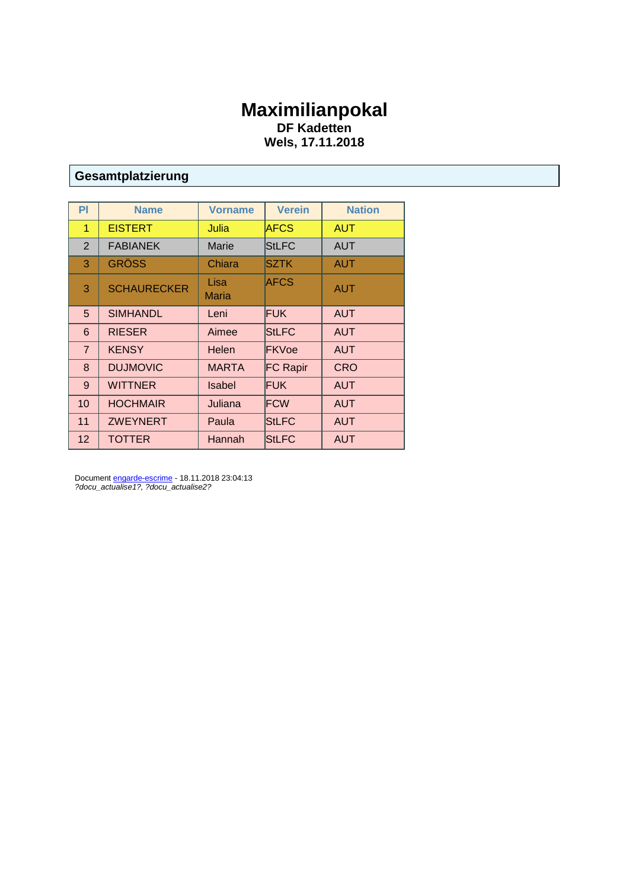# Maximilianpokal

**DF Kadetten**

**Wels, 17.11.2018**

## Gesamtplatzierung

| Pl | Name | Vorname | Verein | Nation |
|---|---|---|---|---|
| 1 | EISTERT | Julia | AFCS | AUT |
| 2 | FABIANEK | Marie | StLFC | AUT |
| 3 | GRÖSS | Chiara | SZTK | AUT |
| 3 | SCHAURECKER | Lisa Maria | AFCS | AUT |
| 5 | SIMHANDL | Leni | FUK | AUT |
| 6 | RIESER | Aimee | StLFC | AUT |
| 7 | KENSY | Helen | FKVoe | AUT |
| 8 | DUJMOVIC | MARTA | FC Rapir | CRO |
| 9 | WITTNER | Isabel | FUK | AUT |
| 10 | HOCHMAIR | Juliana | FCW | AUT |
| 11 | ZWEYNERT | Paula | StLFC | AUT |
| 12 | TOTTER | Hannah | StLFC | AUT |

Document engarde-escrime - 18.11.2018 23:04:13
*?docu_actualise1?, ?docu_actualise2?*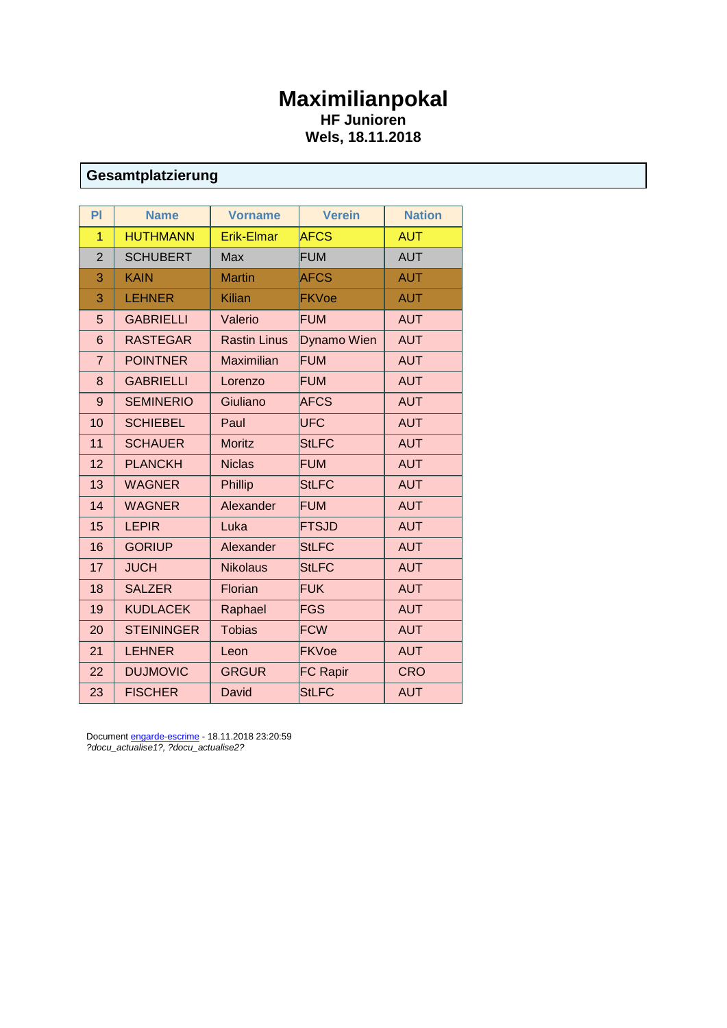# Maximilianpokal

**HF Junioren**

**Wels, 18.11.2018**

## Gesamtplatzierung

| Pl | Name | Vorname | Verein | Nation |
|---|---|---|---|---|
| 1 | HUTHMANN | Erik-Elmar | AFCS | AUT |
| 2 | SCHUBERT | Max | FUM | AUT |
| 3 | KAIN | Martin | AFCS | AUT |
| 3 | LEHNER | Kilian | FKVoe | AUT |
| 5 | GABRIELLI | Valerio | FUM | AUT |
| 6 | RASTEGAR | Rastin Linus | Dynamo Wien | AUT |
| 7 | POINTNER | Maximilian | FUM | AUT |
| 8 | GABRIELLI | Lorenzo | FUM | AUT |
| 9 | SEMINERIO | Giuliano | AFCS | AUT |
| 10 | SCHIEBEL | Paul | UFC | AUT |
| 11 | SCHAUER | Moritz | StLFC | AUT |
| 12 | PLANCKH | Niclas | FUM | AUT |
| 13 | WAGNER | Phillip | StLFC | AUT |
| 14 | WAGNER | Alexander | FUM | AUT |
| 15 | LEPIR | Luka | FTSJD | AUT |
| 16 | GORIUP | Alexander | StLFC | AUT |
| 17 | JUCH | Nikolaus | StLFC | AUT |
| 18 | SALZER | Florian | FUK | AUT |
| 19 | KUDLACEK | Raphael | FGS | AUT |
| 20 | STEININGER | Tobias | FCW | AUT |
| 21 | LEHNER | Leon | FKVoe | AUT |
| 22 | DUJMOVIC | GRGUR | FC Rapir | CRO |
| 23 | FISCHER | David | StLFC | AUT |

Document engarde-escrime - 18.11.2018 23:20:59
*?docu_actualise1?, ?docu_actualise2?*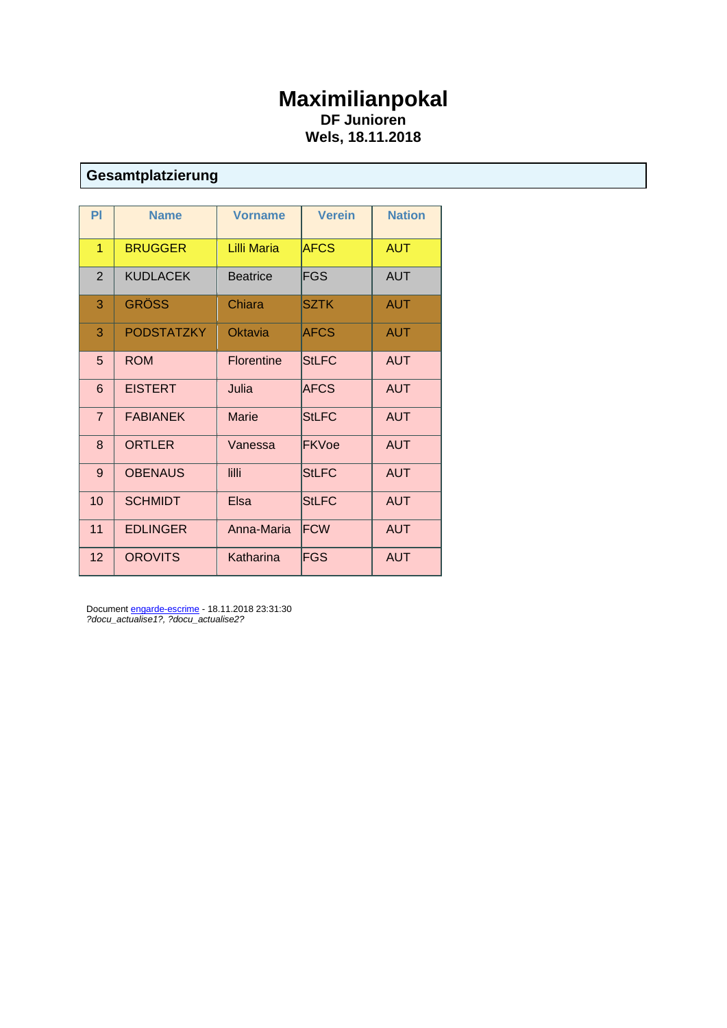# Maximilianpokal

**DF Junioren**

**Wels, 18.11.2018**

## Gesamtplatzierung

| Pl | Name | Vorname | Verein | Nation |
|---|---|---|---|---|
| 1 | BRUGGER | Lilli Maria | AFCS | AUT |
| 2 | KUDLACEK | Beatrice | FGS | AUT |
| 3 | GRÖSS | Chiara | SZTK | AUT |
| 3 | PODSTATZKY | Oktavia | AFCS | AUT |
| 5 | ROM | Florentine | StLFC | AUT |
| 6 | EISTERT | Julia | AFCS | AUT |
| 7 | FABIANEK | Marie | StLFC | AUT |
| 8 | ORTLER | Vanessa | FKVoe | AUT |
| 9 | OBENAUS | lilli | StLFC | AUT |
| 10 | SCHMIDT | Elsa | StLFC | AUT |
| 11 | EDLINGER | Anna-Maria | FCW | AUT |
| 12 | OROVITS | Katharina | FGS | AUT |

Document engarde-escrime - 18.11.2018 23:31:30
*?docu_actualise1?, ?docu_actualise2?*